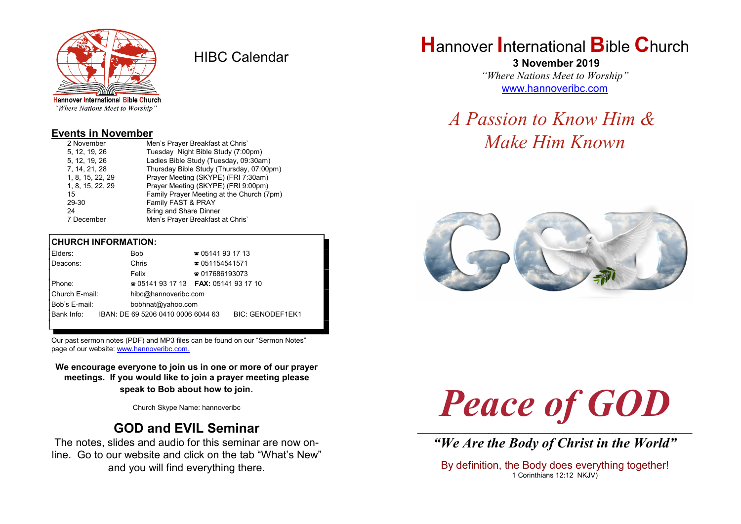Hannover International Bible Church
*"Where Nations Meet to Worship"*

# HIBC Calendar

## Events in November

| | |
|---|---|
| 2 November | Men's Prayer Breakfast at Chris' |
| 5, 12, 19, 26 | Tuesday Night Bible Study (7:00pm) |
| 5, 12, 19, 26 | Ladies Bible Study (Tuesday, 09:30am) |
| 7, 14, 21, 28 | Thursday Bible Study (Thursday, 07:00pm) |
| 1, 8, 15, 22, 29 | Prayer Meeting (SKYPE) (FRI 7:30am) |
| 1, 8, 15, 22, 29 | Prayer Meeting (SKYPE) (FRI 9:00pm) |
| 15 | Family Prayer Meeting at the Church (7pm) |
| 29-30 | Family FAST & PRAY |
| 24 | Bring and Share Dinner |
| 7 December | Men's Prayer Breakfast at Chris' |

**CHURCH INFORMATION:**

| | | |
|---|---|---|
| Elders: | Bob | ☎ 05141 93 17 13 |
| Deacons: | Chris | ☎ 051154541571 |
| | Felix | ☎ 017686193073 |
| Phone: | ☎ 05141 93 17 13 | **FAX:** 05141 93 17 10 |
| Church E-mail: | hibc@hannoveribc.com | |
| Bob's E-mail: | bobhnat@yahoo.com | |
| Bank Info: | IBAN: DE 69 5206 0410 0006 6044 63 | BIC: GENODEF1EK1 |

Our past sermon notes (PDF) and MP3 files can be found on our "Sermon Notes" page of our website: www.hannoveribc.com.

**We encourage everyone to join us in one or more of our prayer meetings. If you would like to join a prayer meeting please speak to Bob about how to join.**

Church Skype Name: hannoveribc

## GOD and EVIL Seminar

The notes, slides and audio for this seminar are now on-line. Go to our website and click on the tab "What's New" and you will find everything there.

# Hannover International Bible Church

**3 November 2019**

*"Where Nations Meet to Worship"*

www.hannoveribc.com

## *A Passion to Know Him & Make Him Known*

# *Peace of GOD*

***"We Are the Body of Christ in the World"***

By definition, the Body does everything together!
1 Corinthians 12:12 NKJV)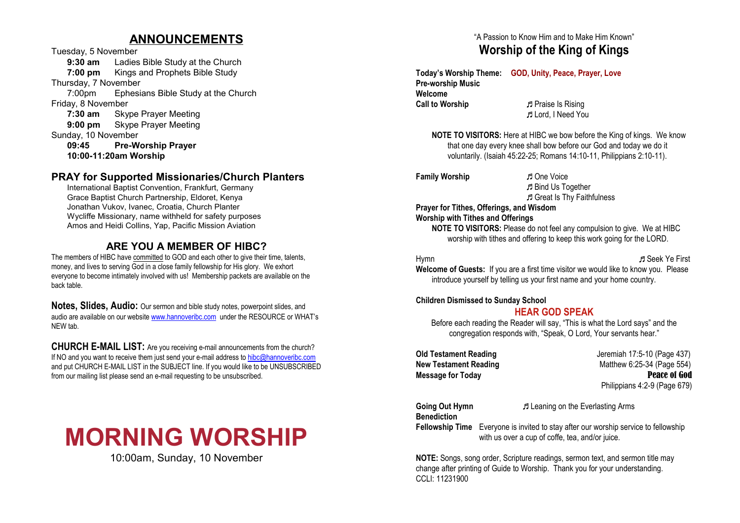## ANNOUNCEMENTS

Tuesday, 5 November

- **9:30 am** Ladies Bible Study at the Church
- **7:00 pm** Kings and Prophets Bible Study

Thursday, 7 November

- 7:00pm Ephesians Bible Study at the Church

Friday, 8 November

- **7:30 am** Skype Prayer Meeting
- **9:00 pm** Skype Prayer Meeting

Sunday, 10 November

- **09:45 Pre-Worship Prayer**
- **10:00-11:20am Worship**

### PRAY for Supported Missionaries/Church Planters

International Baptist Convention, Frankfurt, Germany
Grace Baptist Church Partnership, Eldoret, Kenya
Jonathan Vukov, Ivanec, Croatia, Church Planter
Wycliffe Missionary, name withheld for safety purposes
Amos and Heidi Collins, Yap, Pacific Mission Aviation

### ARE YOU A MEMBER OF HIBC?

The members of HIBC have committed to GOD and each other to give their time, talents, money, and lives to serving God in a close family fellowship for His glory. We exhort everyone to become intimately involved with us! Membership packets are available on the back table.

**Notes, Slides, Audio:** Our sermon and bible study notes, powerpoint slides, and audio are available on our website www.hannoveribc.com under the RESOURCE or WHAT's NEW tab.

**CHURCH E-MAIL LIST:** Are you receiving e-mail announcements from the church? If NO and you want to receive them just send your e-mail address to hibc@hannoveribc.com and put CHURCH E-MAIL LIST in the SUBJECT line. If you would like to be UNSUBSCRIBED from our mailing list please send an e-mail requesting to be unsubscribed.

# MORNING WORSHIP

10:00am, Sunday, 10 November

"A Passion to Know Him and to Make Him Known"

## Worship of the King of Kings

**Today's Worship Theme:** **GOD, Unity, Peace, Prayer, Love**

**Pre-worship Music**

**Welcome**

**Call to Worship** ♫ Praise Is Rising
♫ Lord, I Need You

**NOTE TO VISITORS:** Here at HIBC we bow before the King of kings. We know that one day every knee shall bow before our God and today we do it voluntarily. (Isaiah 45:22-25; Romans 14:10-11, Philippians 2:10-11).

**Family Worship** ♫ One Voice
♫ Bind Us Together
♫ Great Is Thy Faithfulness

**Prayer for Tithes, Offerings, and Wisdom**

**Worship with Tithes and Offerings**

**NOTE TO VISITORS:** Please do not feel any compulsion to give. We at HIBC worship with tithes and offering to keep this work going for the LORD.

Hymn ♫ Seek Ye First

**Welcome of Guests:** If you are a first time visitor we would like to know you. Please introduce yourself by telling us your first name and your home country.

**Children Dismissed to Sunday School**

### HEAR GOD SPEAK

Before each reading the Reader will say, "This is what the Lord says" and the congregation responds with, "Speak, O Lord, Your servants hear."

**Old Testament Reading** Jeremiah 17:5-10 (Page 437)

**New Testament Reading** Matthew 6:25-34 (Page 554)

**Message for Today** **Peace of God**
Philippians 4:2-9 (Page 679)

**Going Out Hymn** ♫ Leaning on the Everlasting Arms

**Benediction**

**Fellowship Time** Everyone is invited to stay after our worship service to fellowship with us over a cup of coffe, tea, and/or juice.

**NOTE:** Songs, song order, Scripture readings, sermon text, and sermon title may change after printing of Guide to Worship. Thank you for your understanding.
CCLI: 11231900